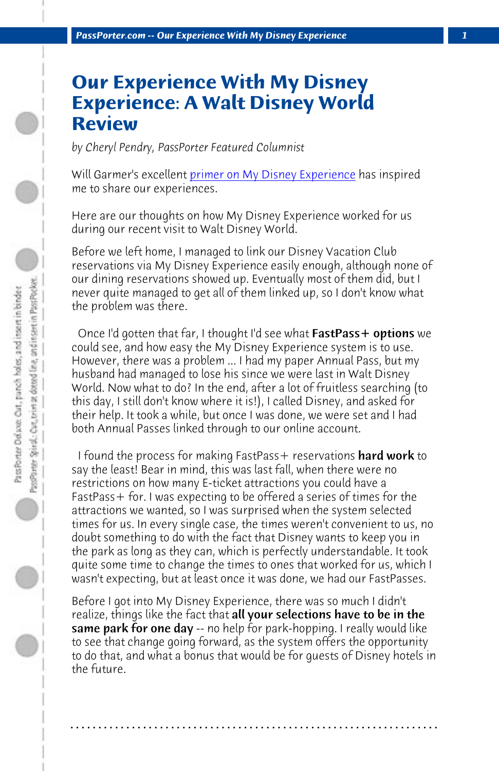# Our Experience With My Disney Experience: A Walt Disney World Review

*by Cheryl Pendry, PassPorter Featured Columnist*

Will Garmer's excellent primer on My Disney Experience has inspired me to share our experiences.

Here are our thoughts on how My Disney Experience worked for us during our recent visit to Walt Disney World.

Before we left home, I managed to link our Disney Vacation Club reservations via My Disney Experience easily enough, although none of our dining reservations showed up. Eventually most of them did, but I never quite managed to get all of them linked up, so I don't know what the problem was there.

Once I'd gotten that far, I thought I'd see what **FastPass+ options** we could see, and how easy the My Disney Experience system is to use. However, there was a problem ... I had my paper Annual Pass, but my husband had managed to lose his since we were last in Walt Disney World. Now what to do? In the end, after a lot of fruitless searching (to this day, I still don't know where it is!), I called Disney, and asked for their help. It took a while, but once I was done, we were set and I had both Annual Passes linked through to our online account.

I found the process for making FastPass+ reservations **hard work** to say the least! Bear in mind, this was last fall, when there were no restrictions on how many E-ticket attractions you could have a FastPass+ for. I was expecting to be offered a series of times for the attractions we wanted, so I was surprised when the system selected times for us. In every single case, the times weren't convenient to us, no doubt something to do with the fact that Disney wants to keep you in the park as long as they can, which is perfectly understandable. It took quite some time to change the times to ones that worked for us, which I wasn't expecting, but at least once it was done, we had our FastPasses.

Before I got into My Disney Experience, there was so much I didn't realize, things like the fact that **all your selections have to be in the same park for one day** -- no help for park-hopping. I really would like to see that change going forward, as the system offers the opportunity to do that, and what a bonus that would be for guests of Disney hotels in the future.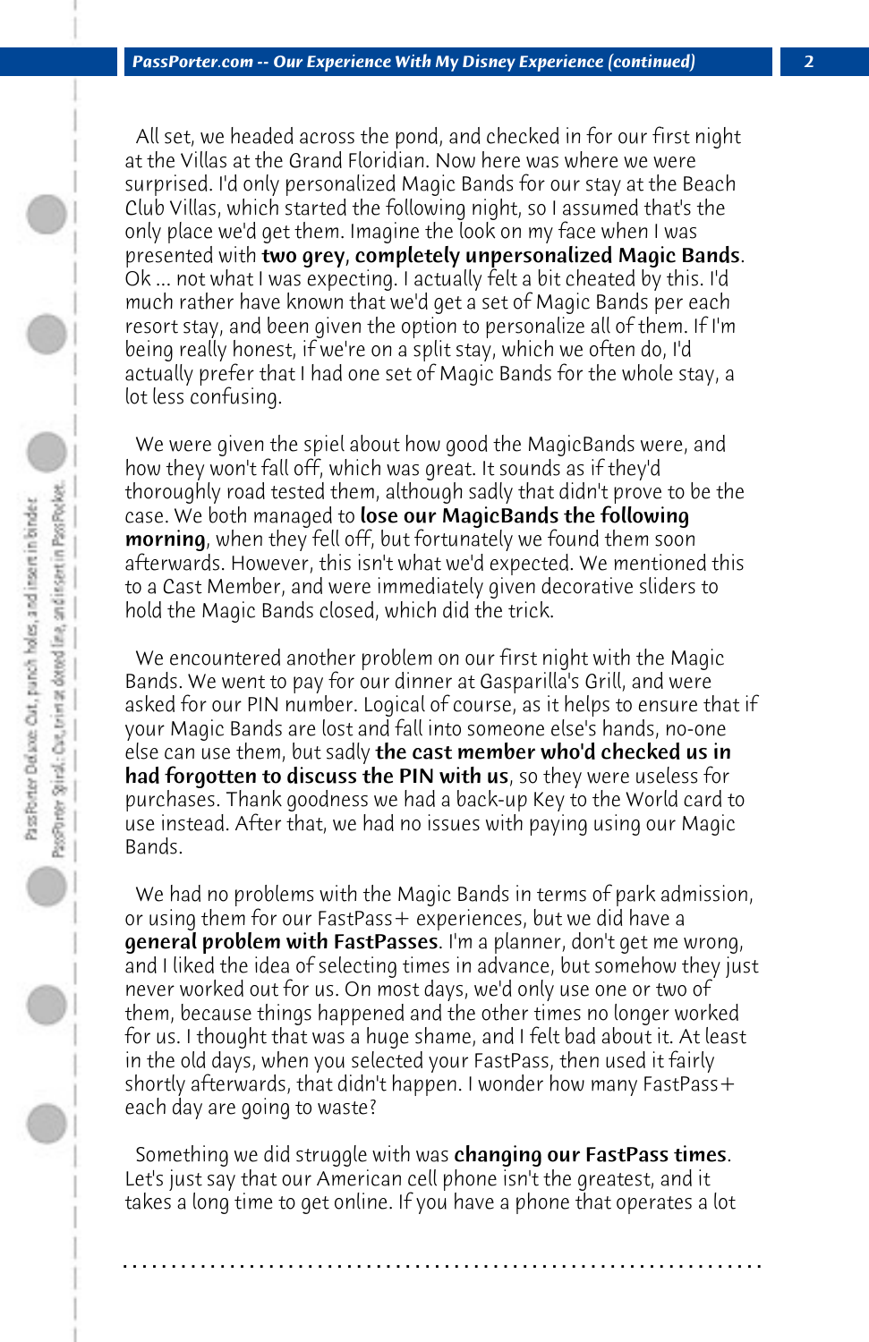All set, we headed across the pond, and checked in for our first night at the Villas at the Grand Floridian. Now here was where we were surprised. I'd only personalized Magic Bands for our stay at the Beach Club Villas, which started the following night, so I assumed that's the only place we'd get them. Imagine the look on my face when I was presented with **two grey, completely unpersonalized Magic Bands**. Ok ... not what I was expecting. I actually felt a bit cheated by this. I'd much rather have known that we'd get a set of Magic Bands per each resort stay, and been given the option to personalize all of them. If I'm being really honest, if we're on a split stay, which we often do, I'd actually prefer that I had one set of Magic Bands for the whole stay, a lot less confusing.

We were given the spiel about how good the MagicBands were, and how they won't fall off, which was great. It sounds as if they'd thoroughly road tested them, although sadly that didn't prove to be the case. We both managed to **lose our MagicBands the following morning**, when they fell off, but fortunately we found them soon afterwards. However, this isn't what we'd expected. We mentioned this to a Cast Member, and were immediately given decorative sliders to hold the Magic Bands closed, which did the trick.

We encountered another problem on our first night with the Magic Bands. We went to pay for our dinner at Gasparilla's Grill, and were asked for our PIN number. Logical of course, as it helps to ensure that if your Magic Bands are lost and fall into someone else's hands, no-one else can use them, but sadly **the cast member who'd checked us in had forgotten to discuss the PIN with us**, so they were useless for purchases. Thank goodness we had a back-up Key to the World card to use instead. After that, we had no issues with paying using our Magic Bands.

We had no problems with the Magic Bands in terms of park admission, or using them for our FastPass+ experiences, but we did have a **general problem with FastPasses**. I'm a planner, don't get me wrong, and I liked the idea of selecting times in advance, but somehow they just never worked out for us. On most days, we'd only use one or two of them, because things happened and the other times no longer worked for us. I thought that was a huge shame, and I felt bad about it. At least in the old days, when you selected your FastPass, then used it fairly shortly afterwards, that didn't happen. I wonder how many FastPass+ each day are going to waste?

Something we did struggle with was **changing our FastPass times**. Let's just say that our American cell phone isn't the greatest, and it takes a long time to get online. If you have a phone that operates a lot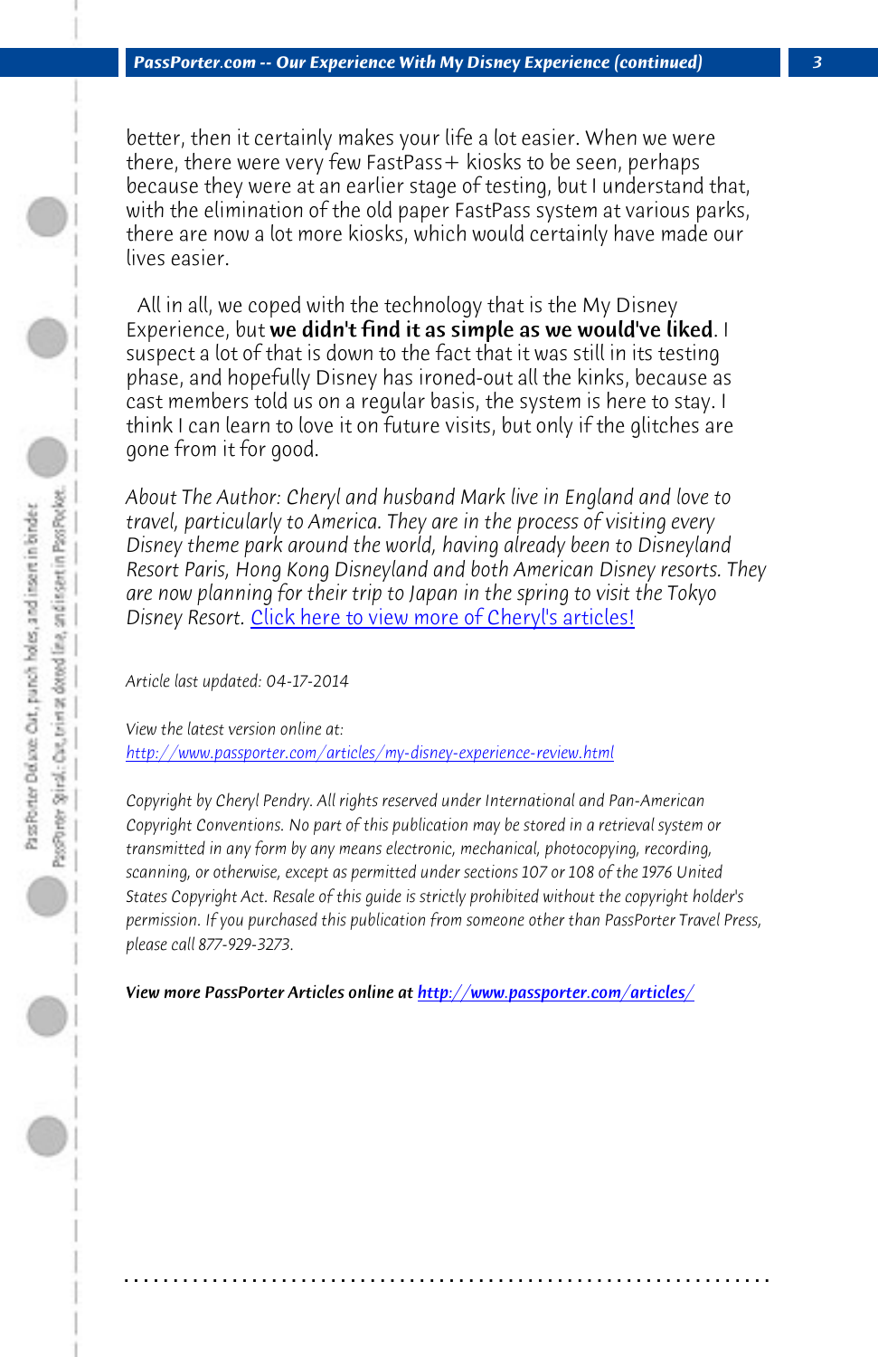better, then it certainly makes your life a lot easier. When we were there, there were very few FastPass+ kiosks to be seen, perhaps because they were at an earlier stage of testing, but I understand that, with the elimination of the old paper FastPass system at various parks, there are now a lot more kiosks, which would certainly have made our lives easier.

All in all, we coped with the technology that is the My Disney Experience, but **we didn't find it as simple as we would've liked**. I suspect a lot of that is down to the fact that it was still in its testing phase, and hopefully Disney has ironed-out all the kinks, because as cast members told us on a regular basis, the system is here to stay. I think I can learn to love it on future visits, but only if the glitches are gone from it for good.

*About The Author: Cheryl and husband Mark live in England and love to travel, particularly to America. They are in the process of visiting every Disney theme park around the world, having already been to Disneyland Resort Paris, Hong Kong Disneyland and both American Disney resorts. They are now planning for their trip to Japan in the spring to visit the Tokyo Disney Resort.* [Click here to view more of Cheryl's articles!]

*Article last updated: 04-17-2014*

*View the latest version online at:*
*http://www.passporter.com/articles/my-disney-experience-review.html*

*Copyright by Cheryl Pendry. All rights reserved under International and Pan-American Copyright Conventions. No part of this publication may be stored in a retrieval system or transmitted in any form by any means electronic, mechanical, photocopying, recording, scanning, or otherwise, except as permitted under sections 107 or 108 of the 1976 United States Copyright Act. Resale of this guide is strictly prohibited without the copyright holder's permission. If you purchased this publication from someone other than PassPorter Travel Press, please call 877-929-3273.*

***View more PassPorter Articles online at http://www.passporter.com/articles/***